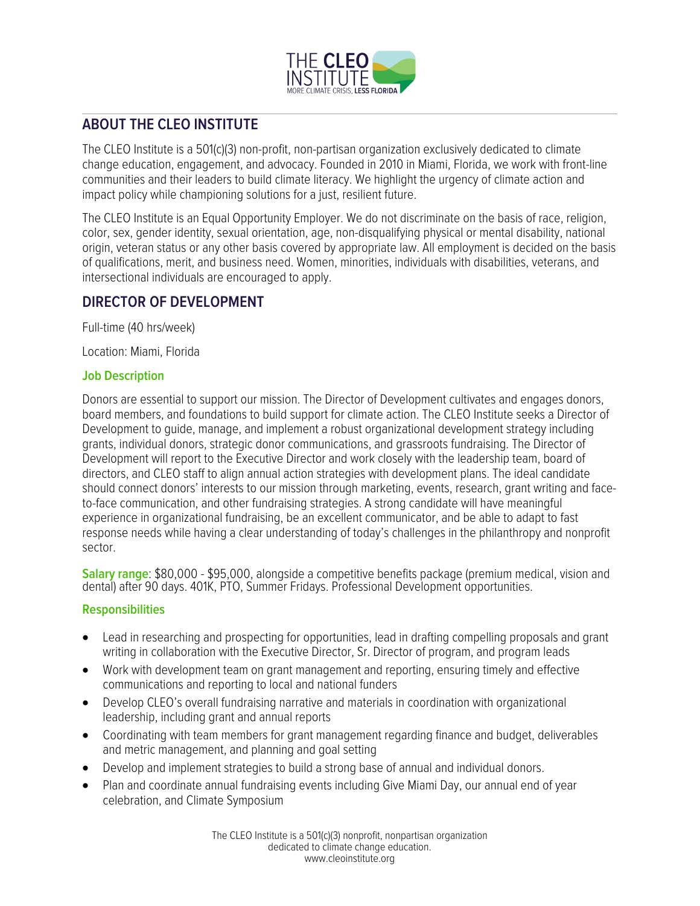## ABOUT THE CLEO INSTITUTE

The CLEO Institute is a 501(c)(3) non-profit, non-partisan organization exclusively dedicated to climate change education, engagement, and advocacy. Founded in 2010 in Miami, Florida, we work with front-line communities and their leaders to build climate literacy. We highlight the urgency of climate action and impact policy while championing solutions for a just, resilient future.

The CLEO Institute is an Equal Opportunity Employer. We do not discriminate on the basis of race, religion, color, sex, gender identity, sexual orientation, age, non-disqualifying physical or mental disability, national origin, veteran status or any other basis covered by appropriate law. All employment is decided on the basis of qualifications, merit, and business need. Women, minorities, individuals with disabilities, veterans, and intersectional individuals are encouraged to apply.

## DIRECTOR OF DEVELOPMENT

Full-time (40 hrs/week)

Location: Miami, Florida

### Job Description

Donors are essential to support our mission. The Director of Development cultivates and engages donors, board members, and foundations to build support for climate action. The CLEO Institute seeks a Director of Development to guide, manage, and implement a robust organizational development strategy including grants, individual donors, strategic donor communications, and grassroots fundraising. The Director of Development will report to the Executive Director and work closely with the leadership team, board of directors, and CLEO staff to align annual action strategies with development plans. The ideal candidate should connect donors' interests to our mission through marketing, events, research, grant writing and face-to-face communication, and other fundraising strategies. A strong candidate will have meaningful experience in organizational fundraising, be an excellent communicator, and be able to adapt to fast response needs while having a clear understanding of today's challenges in the philanthropy and nonprofit sector.

**Salary range**: $80,000 - $95,000, alongside a competitive benefits package (premium medical, vision and dental) after 90 days. 401K, PTO, Summer Fridays. Professional Development opportunities.

### Responsibilities

- Lead in researching and prospecting for opportunities, lead in drafting compelling proposals and grant writing in collaboration with the Executive Director, Sr. Director of program, and program leads
- Work with development team on grant management and reporting, ensuring timely and effective communications and reporting to local and national funders
- Develop CLEO's overall fundraising narrative and materials in coordination with organizational leadership, including grant and annual reports
- Coordinating with team members for grant management regarding finance and budget, deliverables and metric management, and planning and goal setting
- Develop and implement strategies to build a strong base of annual and individual donors.
- Plan and coordinate annual fundraising events including Give Miami Day, our annual end of year celebration, and Climate Symposium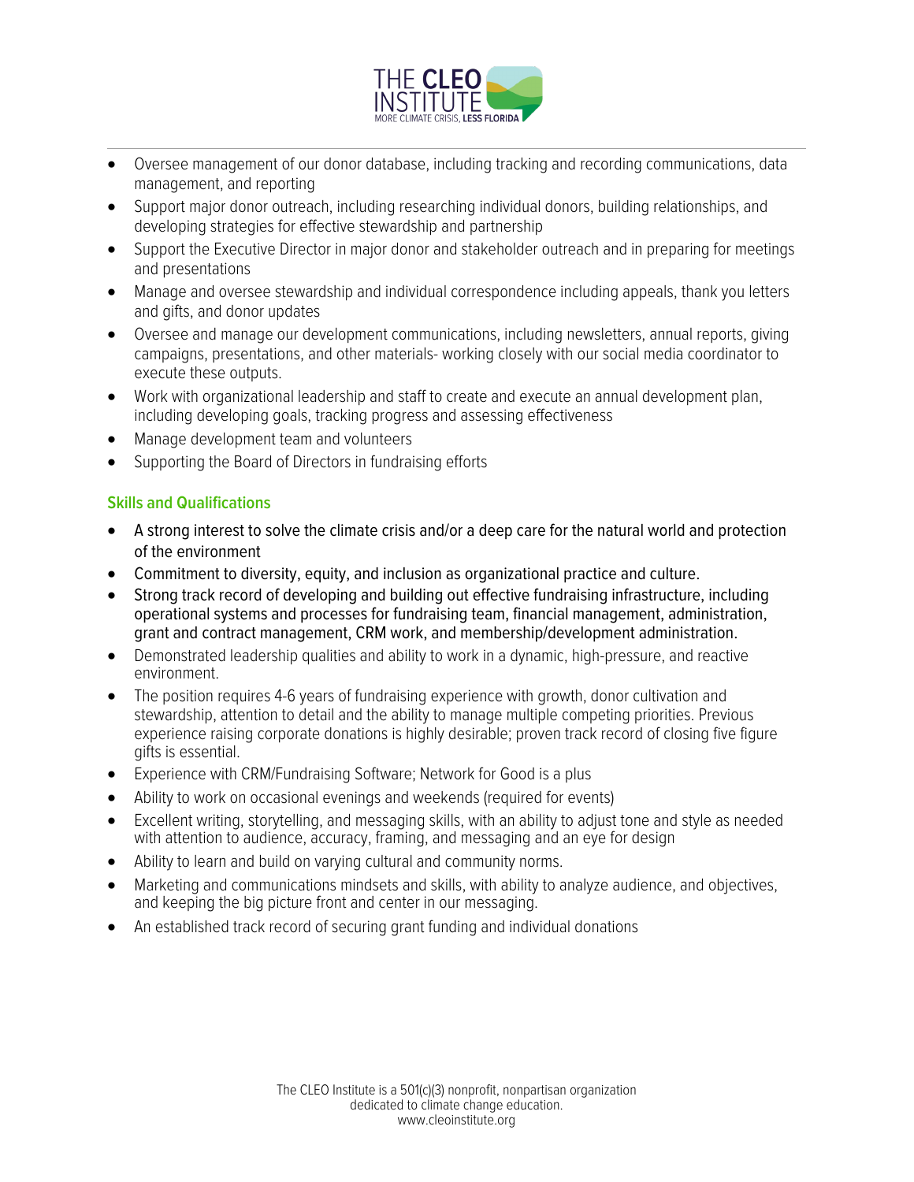- Oversee management of our donor database, including tracking and recording communications, data management, and reporting
- Support major donor outreach, including researching individual donors, building relationships, and developing strategies for effective stewardship and partnership
- Support the Executive Director in major donor and stakeholder outreach and in preparing for meetings and presentations
- Manage and oversee stewardship and individual correspondence including appeals, thank you letters and gifts, and donor updates
- Oversee and manage our development communications, including newsletters, annual reports, giving campaigns, presentations, and other materials- working closely with our social media coordinator to execute these outputs.
- Work with organizational leadership and staff to create and execute an annual development plan, including developing goals, tracking progress and assessing effectiveness
- Manage development team and volunteers
- Supporting the Board of Directors in fundraising efforts

### Skills and Qualifications

- A strong interest to solve the climate crisis and/or a deep care for the natural world and protection of the environment
- Commitment to diversity, equity, and inclusion as organizational practice and culture.
- Strong track record of developing and building out effective fundraising infrastructure, including operational systems and processes for fundraising team, financial management, administration, grant and contract management, CRM work, and membership/development administration.
- Demonstrated leadership qualities and ability to work in a dynamic, high-pressure, and reactive environment.
- The position requires 4-6 years of fundraising experience with growth, donor cultivation and stewardship, attention to detail and the ability to manage multiple competing priorities. Previous experience raising corporate donations is highly desirable; proven track record of closing five figure gifts is essential.
- Experience with CRM/Fundraising Software; Network for Good is a plus
- Ability to work on occasional evenings and weekends (required for events)
- Excellent writing, storytelling, and messaging skills, with an ability to adjust tone and style as needed with attention to audience, accuracy, framing, and messaging and an eye for design
- Ability to learn and build on varying cultural and community norms.
- Marketing and communications mindsets and skills, with ability to analyze audience, and objectives, and keeping the big picture front and center in our messaging.
- An established track record of securing grant funding and individual donations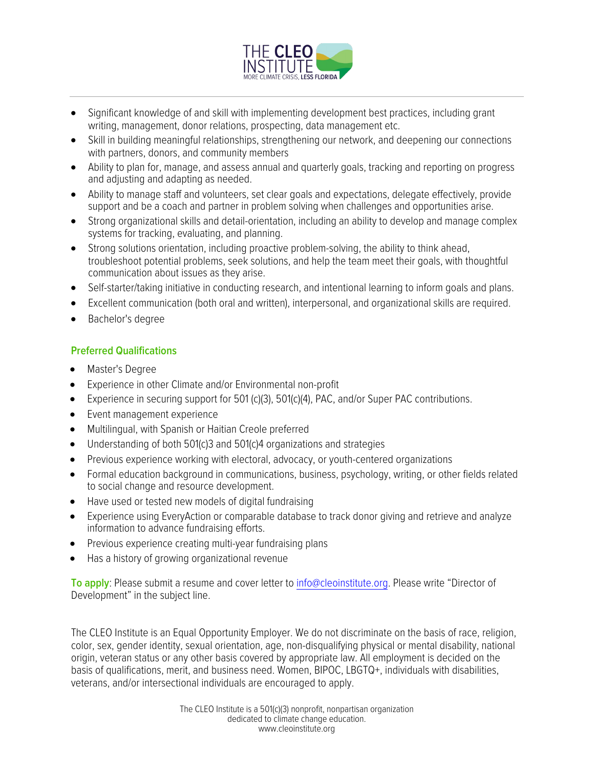- Significant knowledge of and skill with implementing development best practices, including grant writing, management, donor relations, prospecting, data management etc.
- Skill in building meaningful relationships, strengthening our network, and deepening our connections with partners, donors, and community members
- Ability to plan for, manage, and assess annual and quarterly goals, tracking and reporting on progress and adjusting and adapting as needed.
- Ability to manage staff and volunteers, set clear goals and expectations, delegate effectively, provide support and be a coach and partner in problem solving when challenges and opportunities arise.
- Strong organizational skills and detail-orientation, including an ability to develop and manage complex systems for tracking, evaluating, and planning.
- Strong solutions orientation, including proactive problem-solving, the ability to think ahead, troubleshoot potential problems, seek solutions, and help the team meet their goals, with thoughtful communication about issues as they arise.
- Self-starter/taking initiative in conducting research, and intentional learning to inform goals and plans.
- Excellent communication (both oral and written), interpersonal, and organizational skills are required.
- Bachelor's degree

### Preferred Qualifications

- Master's Degree
- Experience in other Climate and/or Environmental non-profit
- Experience in securing support for 501 (c)(3), 501(c)(4), PAC, and/or Super PAC contributions.
- Event management experience
- Multilingual, with Spanish or Haitian Creole preferred
- Understanding of both 501(c)3 and 501(c)4 organizations and strategies
- Previous experience working with electoral, advocacy, or youth-centered organizations
- Formal education background in communications, business, psychology, writing, or other fields related to social change and resource development.
- Have used or tested new models of digital fundraising
- Experience using EveryAction or comparable database to track donor giving and retrieve and analyze information to advance fundraising efforts.
- Previous experience creating multi-year fundraising plans
- Has a history of growing organizational revenue

**To apply**: Please submit a resume and cover letter to info@cleoinstitute.org. Please write "Director of Development" in the subject line.

The CLEO Institute is an Equal Opportunity Employer. We do not discriminate on the basis of race, religion, color, sex, gender identity, sexual orientation, age, non-disqualifying physical or mental disability, national origin, veteran status or any other basis covered by appropriate law. All employment is decided on the basis of qualifications, merit, and business need. Women, BIPOC, LBGTQ+, individuals with disabilities, veterans, and/or intersectional individuals are encouraged to apply.